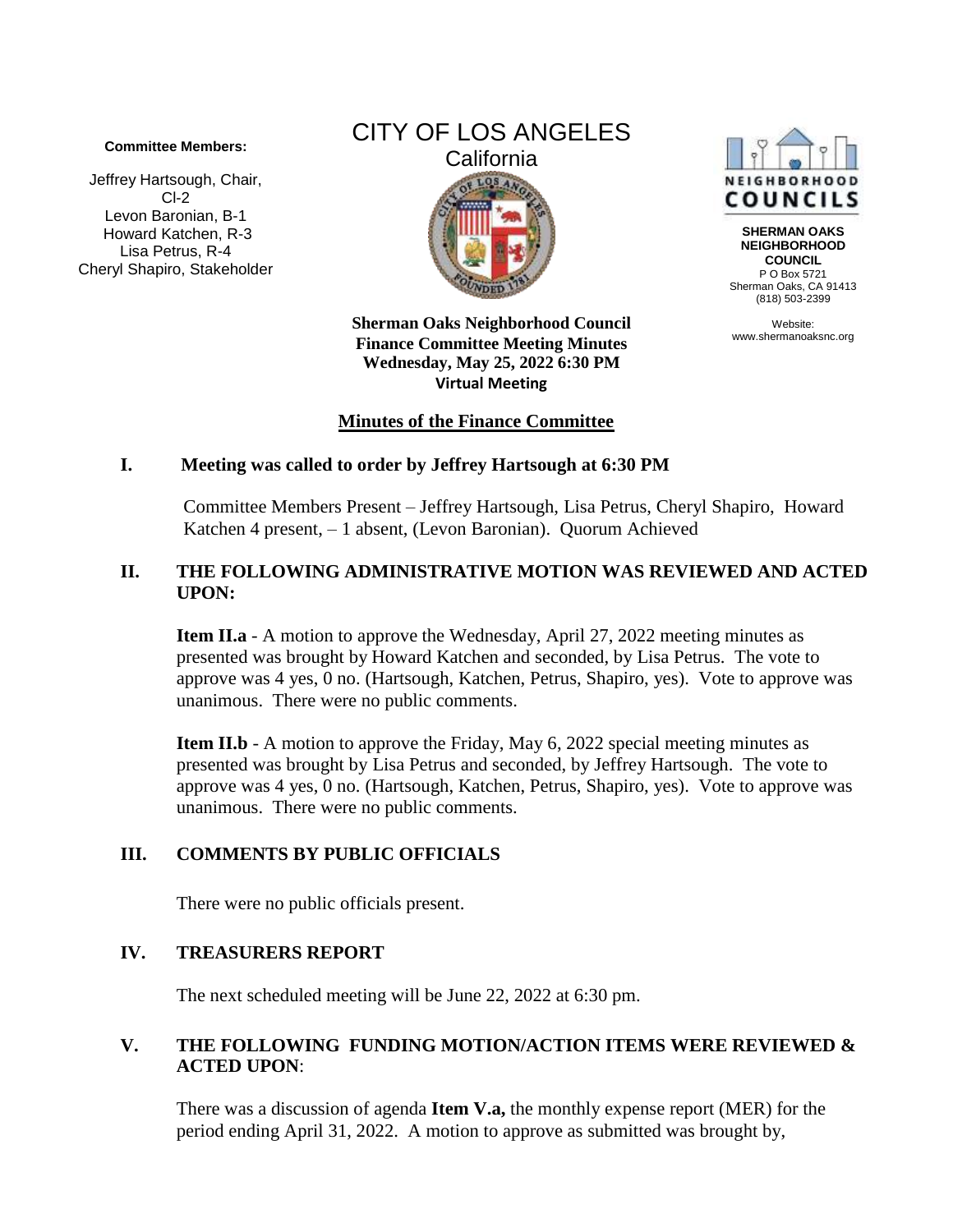**Committee Members:**

Jeffrey Hartsough, Chair, Cl-2
Levon Baronian, B-1
Howard Katchen, R-3
Lisa Petrus, R-4
Cheryl Shapiro, Stakeholder

CITY OF LOS ANGELES
California

NEIGHBORHOOD COUNCILS

**SHERMAN OAKS NEIGHBORHOOD COUNCIL**
P O Box 5721
Sherman Oaks, CA 91413
(818) 503-2399

Website:
www.shermanoaksnc.org

**Sherman Oaks Neighborhood Council**
**Finance Committee Meeting Minutes**
**Wednesday, May 25, 2022 6:30 PM**
**Virtual Meeting**

## Minutes of the Finance Committee

### I. Meeting was called to order by Jeffrey Hartsough at 6:30 PM

Committee Members Present – Jeffrey Hartsough, Lisa Petrus, Cheryl Shapiro, Howard Katchen 4 present, – 1 absent, (Levon Baronian). Quorum Achieved

### II. THE FOLLOWING ADMINISTRATIVE MOTION WAS REVIEWED AND ACTED UPON:

**Item II.a** - A motion to approve the Wednesday, April 27, 2022 meeting minutes as presented was brought by Howard Katchen and seconded, by Lisa Petrus. The vote to approve was 4 yes, 0 no. (Hartsough, Katchen, Petrus, Shapiro, yes). Vote to approve was unanimous. There were no public comments.

**Item II.b** - A motion to approve the Friday, May 6, 2022 special meeting minutes as presented was brought by Lisa Petrus and seconded, by Jeffrey Hartsough. The vote to approve was 4 yes, 0 no. (Hartsough, Katchen, Petrus, Shapiro, yes). Vote to approve was unanimous. There were no public comments.

### III. COMMENTS BY PUBLIC OFFICIALS

There were no public officials present.

### IV. TREASURERS REPORT

The next scheduled meeting will be June 22, 2022 at 6:30 pm.

### V. THE FOLLOWING FUNDING MOTION/ACTION ITEMS WERE REVIEWED & ACTED UPON:

There was a discussion of agenda **Item V.a,** the monthly expense report (MER) for the period ending April 31, 2022. A motion to approve as submitted was brought by,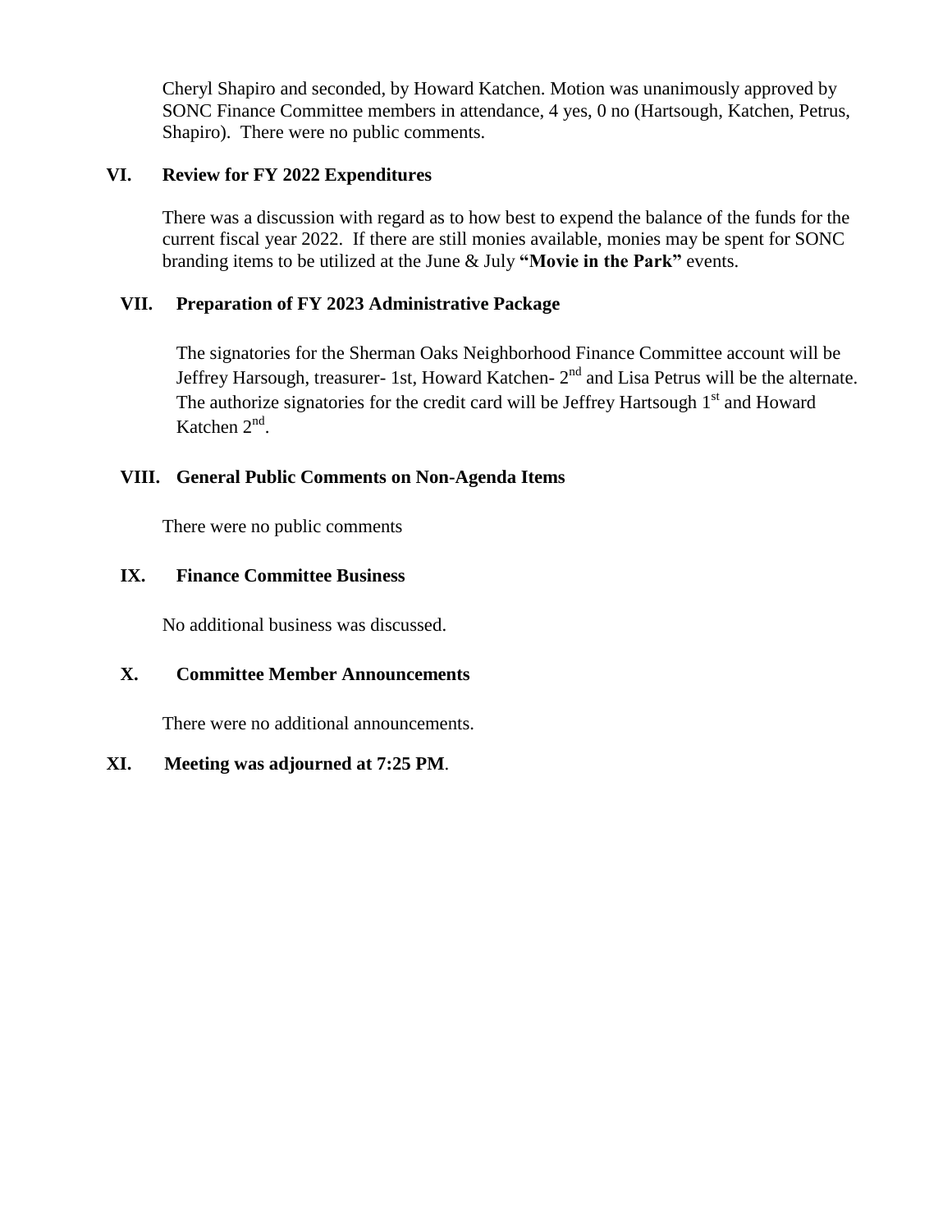Cheryl Shapiro and seconded, by Howard Katchen. Motion was unanimously approved by SONC Finance Committee members in attendance, 4 yes, 0 no (Hartsough, Katchen, Petrus, Shapiro). There were no public comments.

**VI. Review for FY 2022 Expenditures**

There was a discussion with regard as to how best to expend the balance of the funds for the current fiscal year 2022. If there are still monies available, monies may be spent for SONC branding items to be utilized at the June & July **"Movie in the Park"** events.

**VII. Preparation of FY 2023 Administrative Package**

The signatories for the Sherman Oaks Neighborhood Finance Committee account will be Jeffrey Harsough, treasurer- 1st, Howard Katchen- 2nd and Lisa Petrus will be the alternate. The authorize signatories for the credit card will be Jeffrey Hartsough 1st and Howard Katchen 2nd.

**VIII. General Public Comments on Non-Agenda Items**

There were no public comments

**IX. Finance Committee Business**

No additional business was discussed.

**X. Committee Member Announcements**

There were no additional announcements.

**XI. Meeting was adjourned at 7:25 PM**.